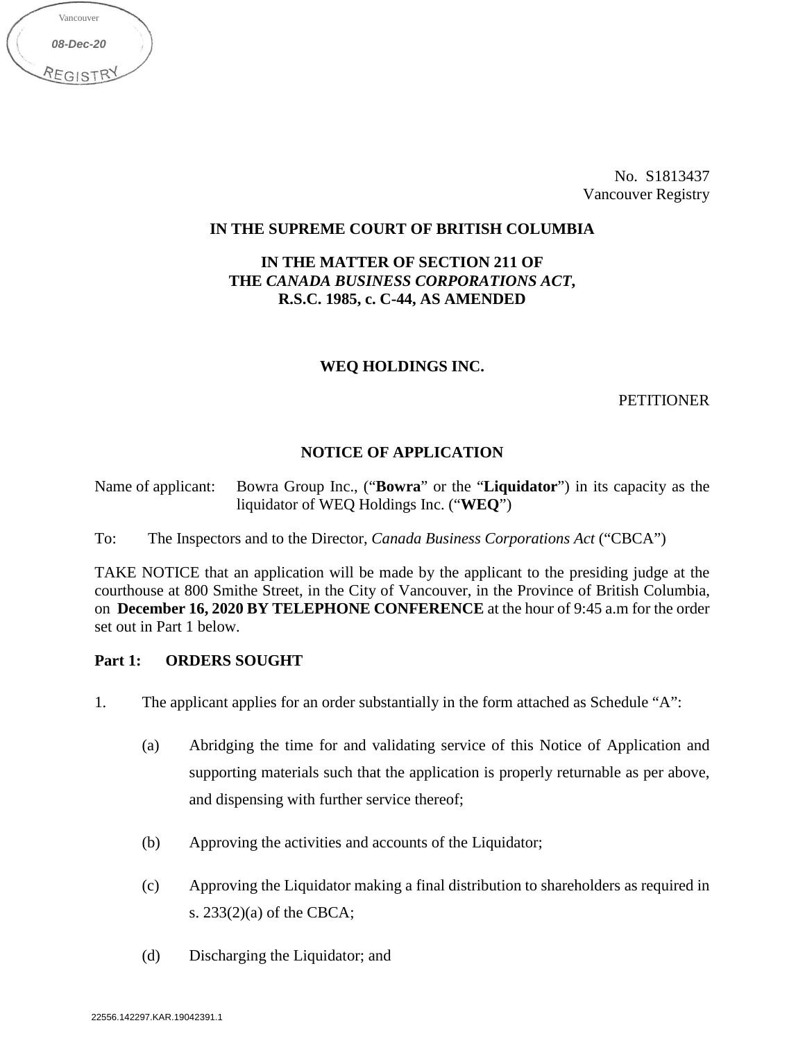Vancouver

08-Dec-20

REGISTRY

No. S1813437
Vancouver Registry

**IN THE SUPREME COURT OF BRITISH COLUMBIA**

**IN THE MATTER OF SECTION 211 OF THE *CANADA BUSINESS CORPORATIONS ACT*, R.S.C. 1985, c. C-44, AS AMENDED**

**WEQ HOLDINGS INC.**

PETITIONER

**NOTICE OF APPLICATION**

Name of applicant: Bowra Group Inc., ("**Bowra**" or the "**Liquidator**") in its capacity as the liquidator of WEQ Holdings Inc. ("**WEQ**")

To: The Inspectors and to the Director, *Canada Business Corporations Act* ("CBCA")

TAKE NOTICE that an application will be made by the applicant to the presiding judge at the courthouse at 800 Smithe Street, in the City of Vancouver, in the Province of British Columbia, on **December 16, 2020 BY TELEPHONE CONFERENCE** at the hour of 9:45 a.m for the order set out in Part 1 below.

**Part 1: ORDERS SOUGHT**

1. The applicant applies for an order substantially in the form attached as Schedule "A":

   (a) Abridging the time for and validating service of this Notice of Application and supporting materials such that the application is properly returnable as per above, and dispensing with further service thereof;

   (b) Approving the activities and accounts of the Liquidator;

   (c) Approving the Liquidator making a final distribution to shareholders as required in s. 233(2)(a) of the CBCA;

   (d) Discharging the Liquidator; and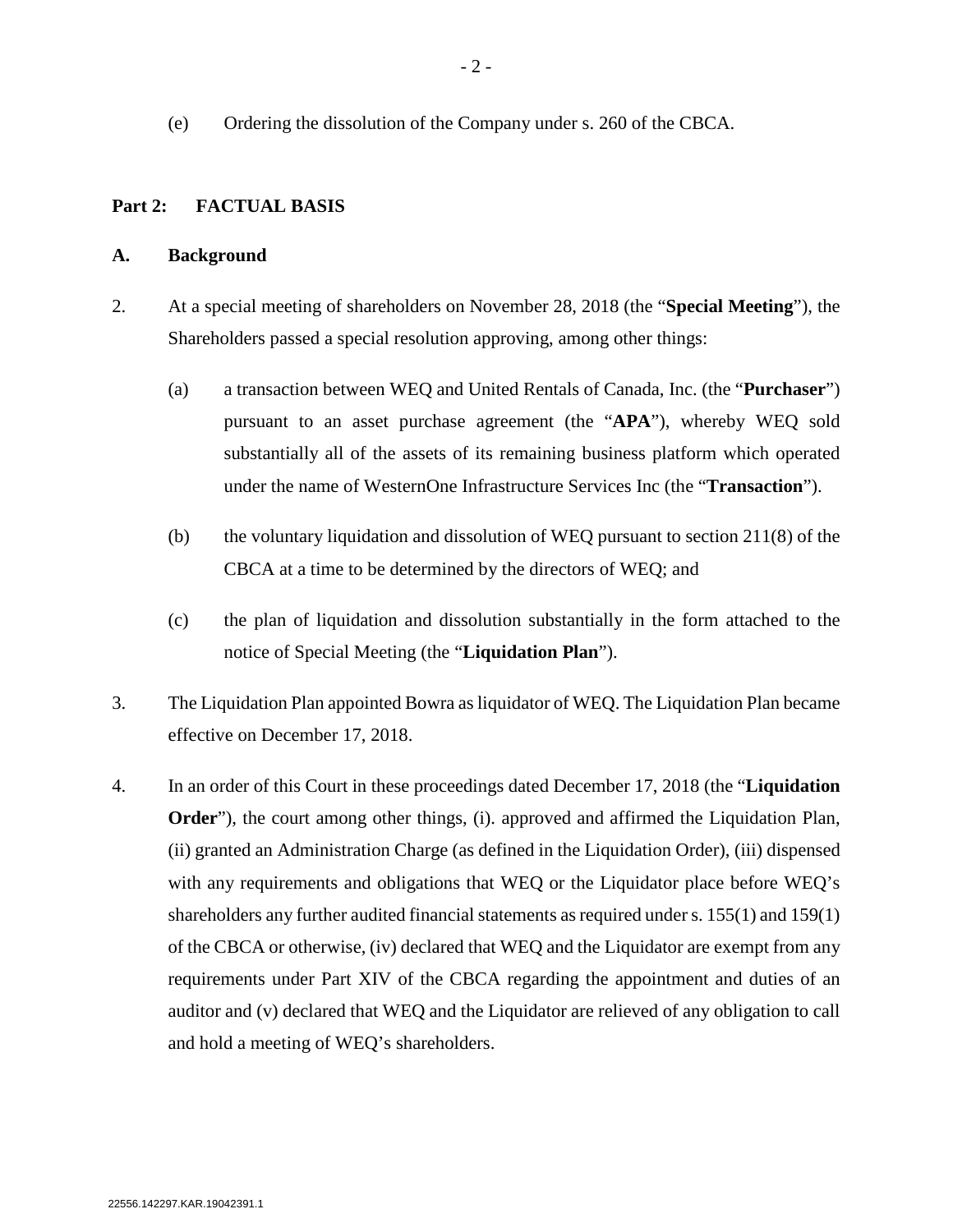(e) Ordering the dissolution of the Company under s. 260 of the CBCA.

## Part 2: FACTUAL BASIS

### A. Background

2. At a special meeting of shareholders on November 28, 2018 (the "**Special Meeting**"), the Shareholders passed a special resolution approving, among other things:

   (a) a transaction between WEQ and United Rentals of Canada, Inc. (the "**Purchaser**") pursuant to an asset purchase agreement (the "**APA**"), whereby WEQ sold substantially all of the assets of its remaining business platform which operated under the name of WesternOne Infrastructure Services Inc (the "**Transaction**").

   (b) the voluntary liquidation and dissolution of WEQ pursuant to section 211(8) of the CBCA at a time to be determined by the directors of WEQ; and

   (c) the plan of liquidation and dissolution substantially in the form attached to the notice of Special Meeting (the "**Liquidation Plan**").

3. The Liquidation Plan appointed Bowra as liquidator of WEQ. The Liquidation Plan became effective on December 17, 2018.

4. In an order of this Court in these proceedings dated December 17, 2018 (the "**Liquidation Order**"), the court among other things, (i). approved and affirmed the Liquidation Plan, (ii) granted an Administration Charge (as defined in the Liquidation Order), (iii) dispensed with any requirements and obligations that WEQ or the Liquidator place before WEQ's shareholders any further audited financial statements as required under s. 155(1) and 159(1) of the CBCA or otherwise, (iv) declared that WEQ and the Liquidator are exempt from any requirements under Part XIV of the CBCA regarding the appointment and duties of an auditor and (v) declared that WEQ and the Liquidator are relieved of any obligation to call and hold a meeting of WEQ's shareholders.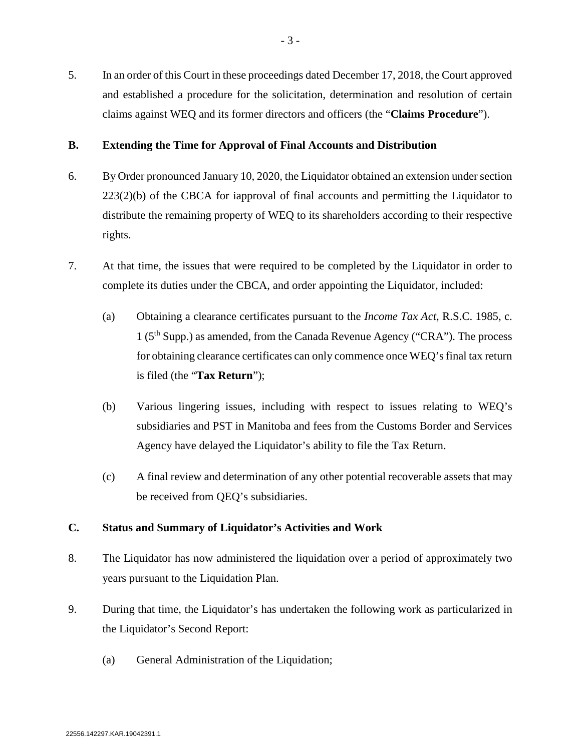5. In an order of this Court in these proceedings dated December 17, 2018, the Court approved and established a procedure for the solicitation, determination and resolution of certain claims against WEQ and its former directors and officers (the "**Claims Procedure**").

## B. Extending the Time for Approval of Final Accounts and Distribution

6. By Order pronounced January 10, 2020, the Liquidator obtained an extension under section 223(2)(b) of the CBCA for iapproval of final accounts and permitting the Liquidator to distribute the remaining property of WEQ to its shareholders according to their respective rights.

7. At that time, the issues that were required to be completed by the Liquidator in order to complete its duties under the CBCA, and order appointing the Liquidator, included:

   (a) Obtaining a clearance certificates pursuant to the *Income Tax Act*, R.S.C. 1985, c. 1 (5th Supp.) as amended, from the Canada Revenue Agency ("CRA"). The process for obtaining clearance certificates can only commence once WEQ's final tax return is filed (the "**Tax Return**");

   (b) Various lingering issues, including with respect to issues relating to WEQ's subsidiaries and PST in Manitoba and fees from the Customs Border and Services Agency have delayed the Liquidator's ability to file the Tax Return.

   (c) A final review and determination of any other potential recoverable assets that may be received from QEQ's subsidiaries.

## C. Status and Summary of Liquidator's Activities and Work

8. The Liquidator has now administered the liquidation over a period of approximately two years pursuant to the Liquidation Plan.

9. During that time, the Liquidator's has undertaken the following work as particularized in the Liquidator's Second Report:

   (a) General Administration of the Liquidation;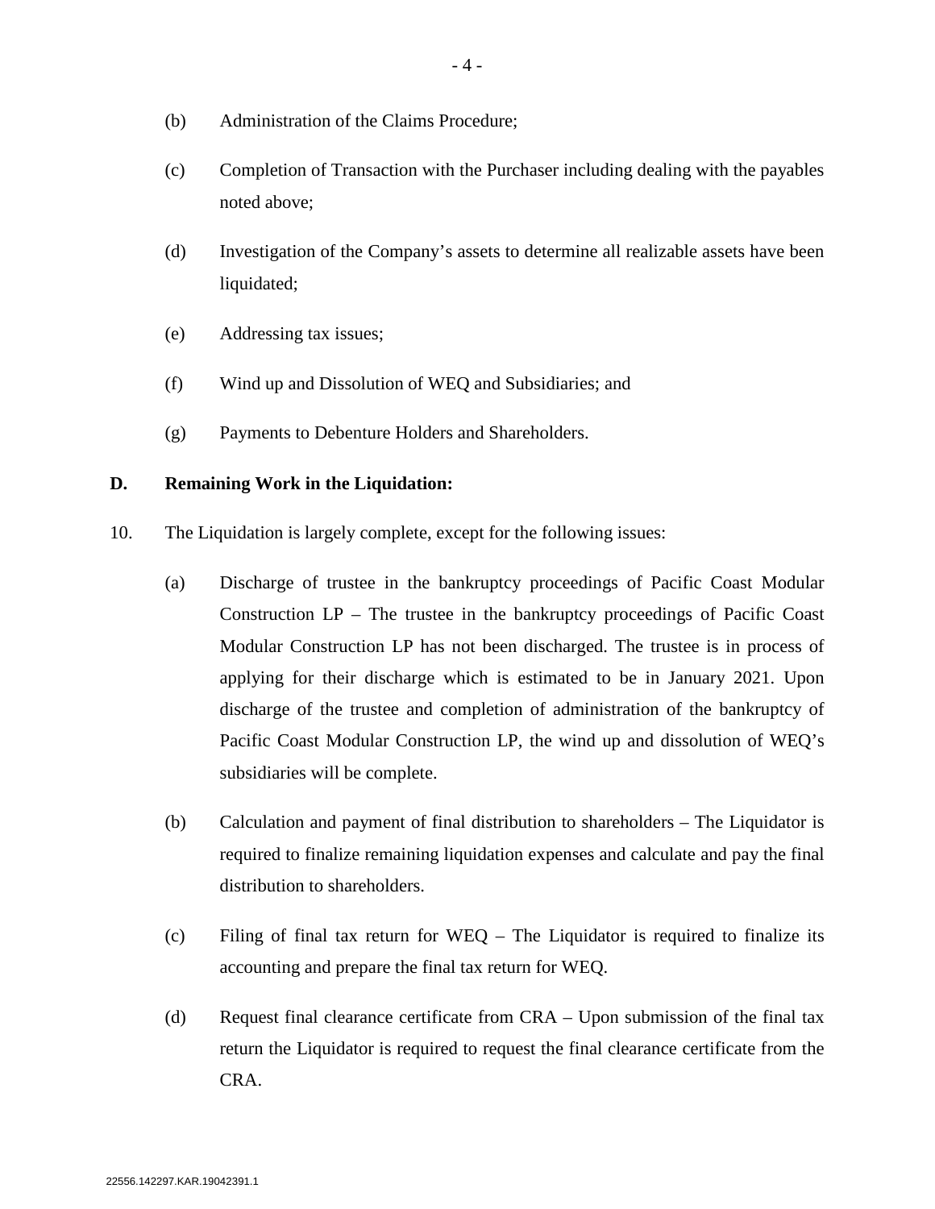(b) Administration of the Claims Procedure;

(c) Completion of Transaction with the Purchaser including dealing with the payables noted above;

(d) Investigation of the Company's assets to determine all realizable assets have been liquidated;

(e) Addressing tax issues;

(f) Wind up and Dissolution of WEQ and Subsidiaries; and

(g) Payments to Debenture Holders and Shareholders.

## D. Remaining Work in the Liquidation:

10. The Liquidation is largely complete, except for the following issues:

(a) Discharge of trustee in the bankruptcy proceedings of Pacific Coast Modular Construction LP – The trustee in the bankruptcy proceedings of Pacific Coast Modular Construction LP has not been discharged. The trustee is in process of applying for their discharge which is estimated to be in January 2021. Upon discharge of the trustee and completion of administration of the bankruptcy of Pacific Coast Modular Construction LP, the wind up and dissolution of WEQ's subsidiaries will be complete.

(b) Calculation and payment of final distribution to shareholders – The Liquidator is required to finalize remaining liquidation expenses and calculate and pay the final distribution to shareholders.

(c) Filing of final tax return for WEQ – The Liquidator is required to finalize its accounting and prepare the final tax return for WEQ.

(d) Request final clearance certificate from CRA – Upon submission of the final tax return the Liquidator is required to request the final clearance certificate from the CRA.

22556.142297.KAR.19042391.1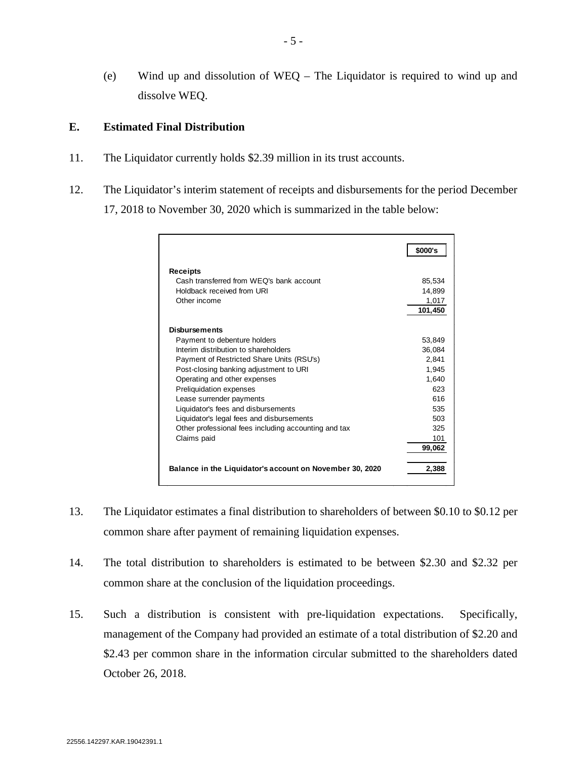(e) Wind up and dissolution of WEQ – The Liquidator is required to wind up and dissolve WEQ.

## E. Estimated Final Distribution

11. The Liquidator currently holds $2.39 million in its trust accounts.

12. The Liquidator's interim statement of receipts and disbursements for the period December 17, 2018 to November 30, 2020 which is summarized in the table below:

| | $000's |
|---|---|
| **Receipts** | |
| Cash transferred from WEQ's bank account | 85,534 |
| Holdback received from URI | 14,899 |
| Other income | 1,017 |
| | **101,450** |
| **Disbursements** | |
| Payment to debenture holders | 53,849 |
| Interim distribution to shareholders | 36,084 |
| Payment of Restricted Share Units (RSU's) | 2,841 |
| Post-closing banking adjustment to URI | 1,945 |
| Operating and other expenses | 1,640 |
| Preliquidation expenses | 623 |
| Lease surrender payments | 616 |
| Liquidator's fees and disbursements | 535 |
| Liquidator's legal fees and disbursements | 503 |
| Other professional fees including accounting and tax | 325 |
| Claims paid | 101 |
| | **99,062** |
| **Balance in the Liquidator's account on November 30, 2020** | **2,388** |

13. The Liquidator estimates a final distribution to shareholders of between $0.10 to $0.12 per common share after payment of remaining liquidation expenses.

14. The total distribution to shareholders is estimated to be between $2.30 and $2.32 per common share at the conclusion of the liquidation proceedings.

15. Such a distribution is consistent with pre-liquidation expectations. Specifically, management of the Company had provided an estimate of a total distribution of $2.20 and $2.43 per common share in the information circular submitted to the shareholders dated October 26, 2018.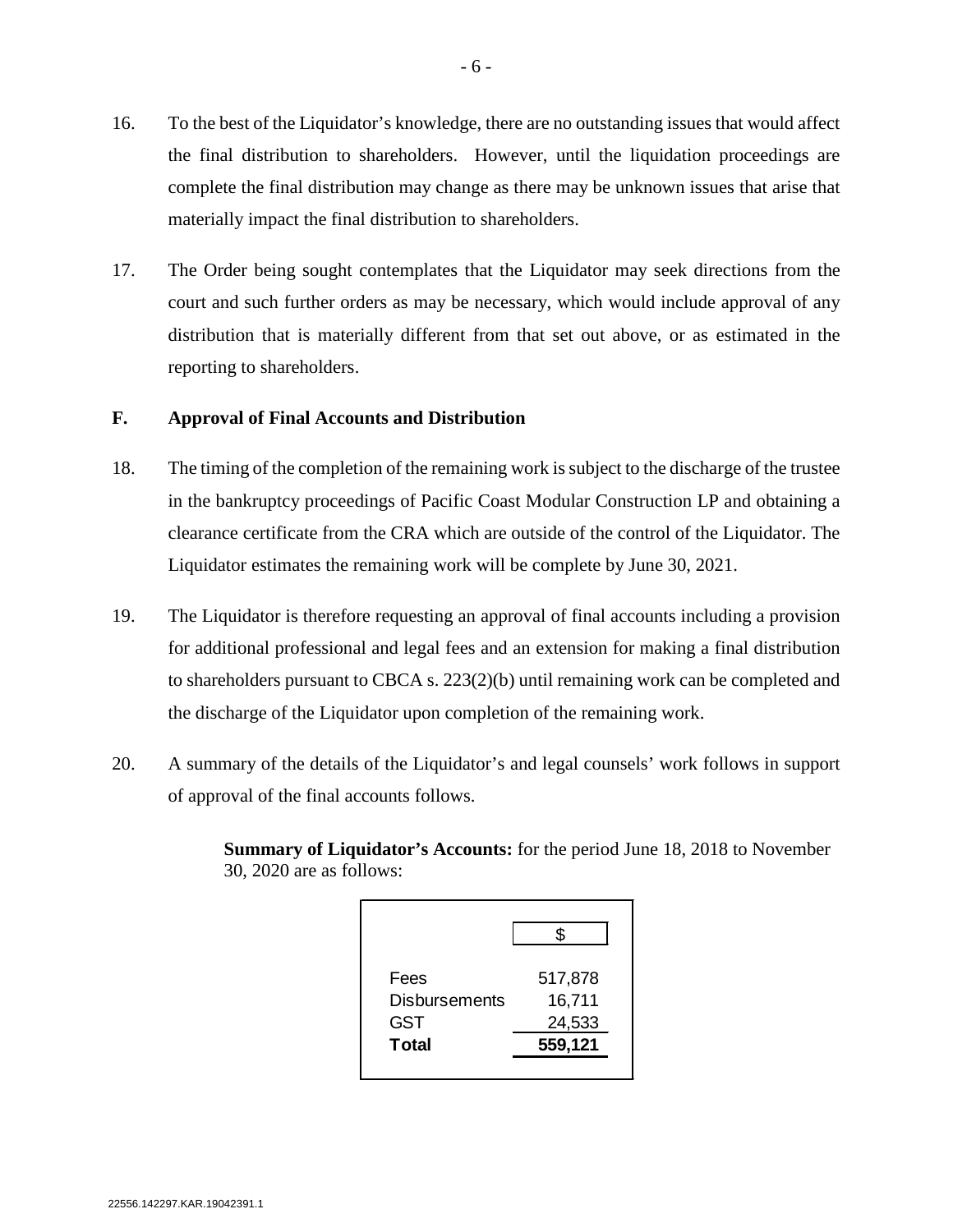16. To the best of the Liquidator's knowledge, there are no outstanding issues that would affect the final distribution to shareholders. However, until the liquidation proceedings are complete the final distribution may change as there may be unknown issues that arise that materially impact the final distribution to shareholders.

17. The Order being sought contemplates that the Liquidator may seek directions from the court and such further orders as may be necessary, which would include approval of any distribution that is materially different from that set out above, or as estimated in the reporting to shareholders.

## F. Approval of Final Accounts and Distribution

18. The timing of the completion of the remaining work is subject to the discharge of the trustee in the bankruptcy proceedings of Pacific Coast Modular Construction LP and obtaining a clearance certificate from the CRA which are outside of the control of the Liquidator. The Liquidator estimates the remaining work will be complete by June 30, 2021.

19. The Liquidator is therefore requesting an approval of final accounts including a provision for additional professional and legal fees and an extension for making a final distribution to shareholders pursuant to CBCA s. 223(2)(b) until remaining work can be completed and the discharge of the Liquidator upon completion of the remaining work.

20. A summary of the details of the Liquidator's and legal counsels' work follows in support of approval of the final accounts follows.

**Summary of Liquidator's Accounts:** for the period June 18, 2018 to November 30, 2020 are as follows:

| | $ |
|---|---|
| Fees | 517,878 |
| Disbursements | 16,711 |
| GST | 24,533 |
| **Total** | **559,121** |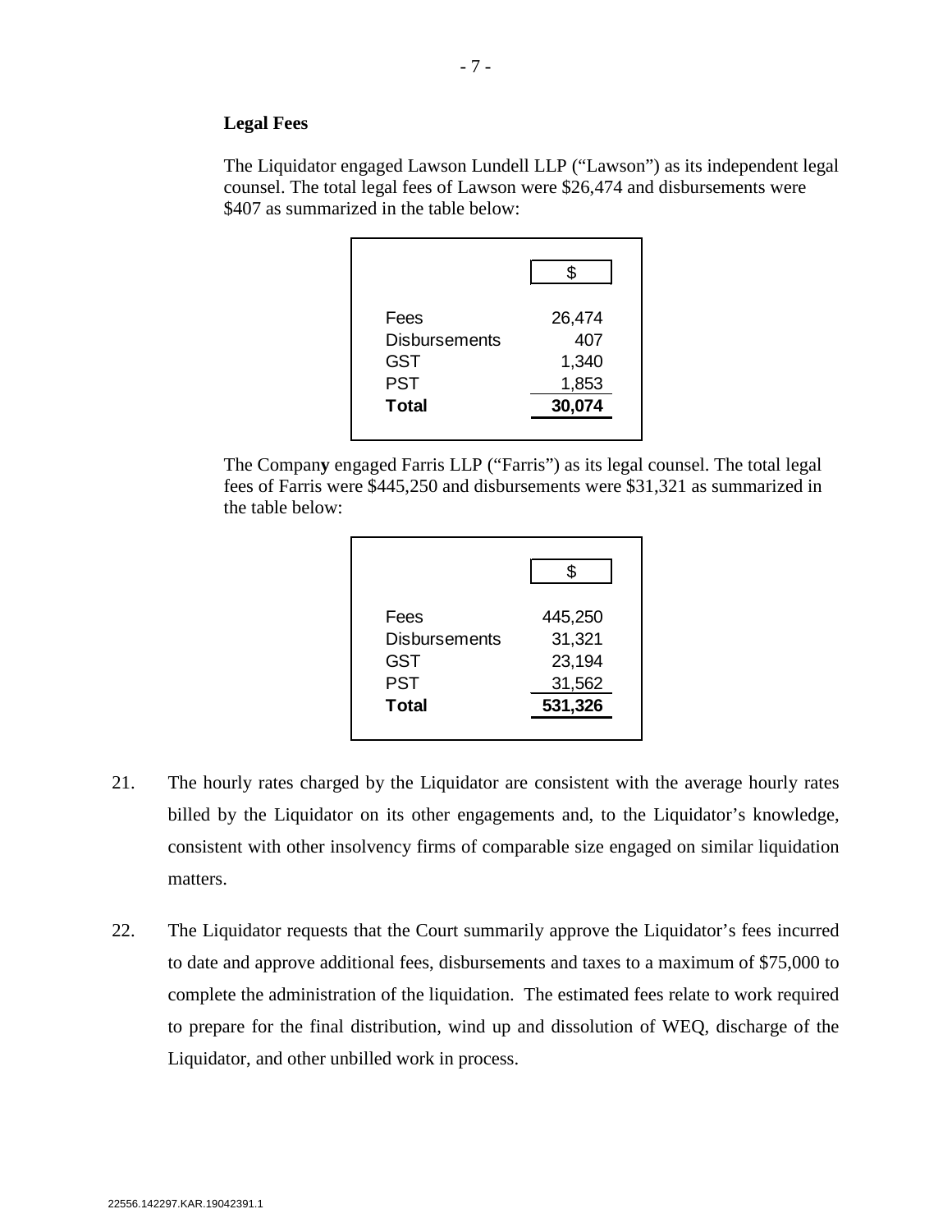**Legal Fees**

The Liquidator engaged Lawson Lundell LLP ("Lawson") as its independent legal counsel. The total legal fees of Lawson were $26,474 and disbursements were $407 as summarized in the table below:

| | $ |
|---|---|
| Fees | 26,474 |
| Disbursements | 407 |
| GST | 1,340 |
| PST | 1,853 |
| **Total** | **30,074** |

The Company engaged Farris LLP ("Farris") as its legal counsel. The total legal fees of Farris were $445,250 and disbursements were $31,321 as summarized in the table below:

| | $ |
|---|---|
| Fees | 445,250 |
| Disbursements | 31,321 |
| GST | 23,194 |
| PST | 31,562 |
| **Total** | **531,326** |

21. The hourly rates charged by the Liquidator are consistent with the average hourly rates billed by the Liquidator on its other engagements and, to the Liquidator's knowledge, consistent with other insolvency firms of comparable size engaged on similar liquidation matters.

22. The Liquidator requests that the Court summarily approve the Liquidator's fees incurred to date and approve additional fees, disbursements and taxes to a maximum of $75,000 to complete the administration of the liquidation. The estimated fees relate to work required to prepare for the final distribution, wind up and dissolution of WEQ, discharge of the Liquidator, and other unbilled work in process.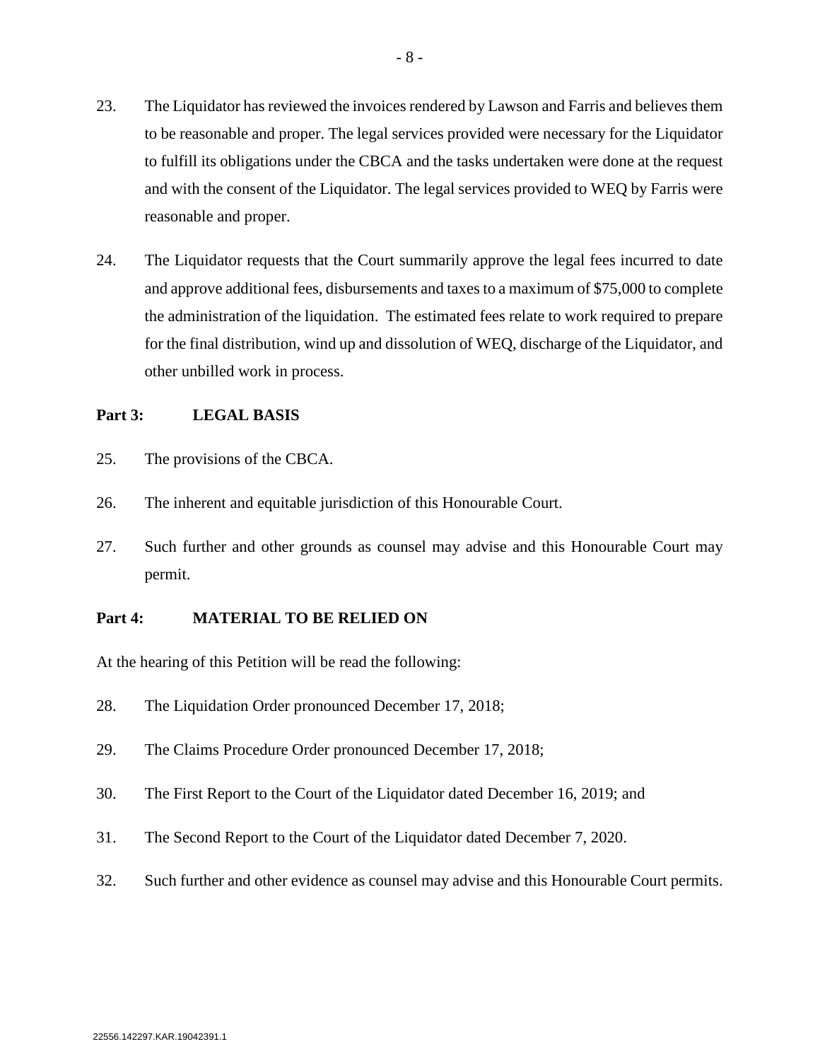23. The Liquidator has reviewed the invoices rendered by Lawson and Farris and believes them to be reasonable and proper. The legal services provided were necessary for the Liquidator to fulfill its obligations under the CBCA and the tasks undertaken were done at the request and with the consent of the Liquidator. The legal services provided to WEQ by Farris were reasonable and proper.

24. The Liquidator requests that the Court summarily approve the legal fees incurred to date and approve additional fees, disbursements and taxes to a maximum of $75,000 to complete the administration of the liquidation. The estimated fees relate to work required to prepare for the final distribution, wind up and dissolution of WEQ, discharge of the Liquidator, and other unbilled work in process.

**Part 3: LEGAL BASIS**

25. The provisions of the CBCA.

26. The inherent and equitable jurisdiction of this Honourable Court.

27. Such further and other grounds as counsel may advise and this Honourable Court may permit.

**Part 4: MATERIAL TO BE RELIED ON**

At the hearing of this Petition will be read the following:

28. The Liquidation Order pronounced December 17, 2018;

29. The Claims Procedure Order pronounced December 17, 2018;

30. The First Report to the Court of the Liquidator dated December 16, 2019; and

31. The Second Report to the Court of the Liquidator dated December 7, 2020.

32. Such further and other evidence as counsel may advise and this Honourable Court permits.

22556.142297.KAR.19042391.1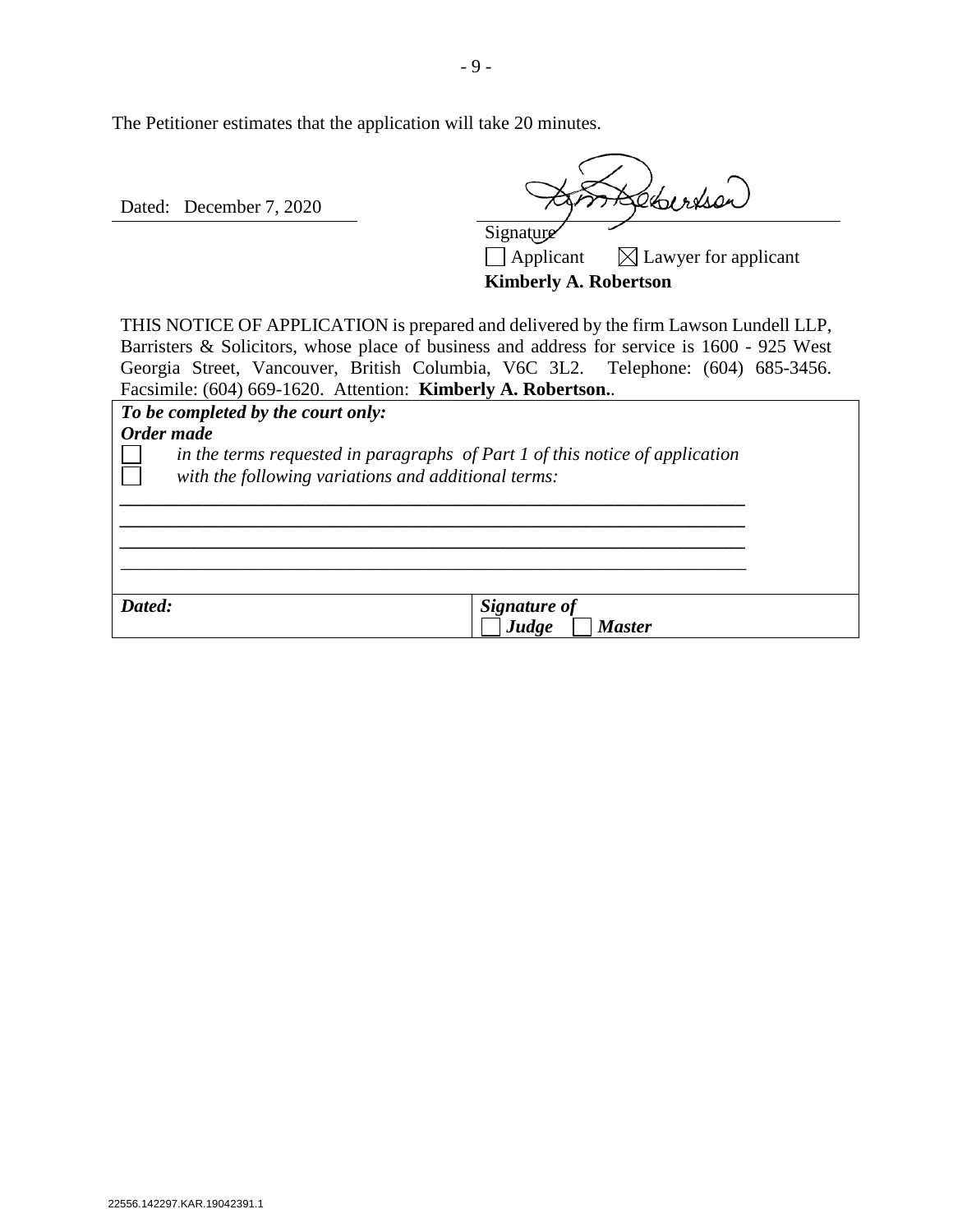The Petitioner estimates that the application will take 20 minutes.

Dated: December 7, 2020

Signature

☐ Applicant ☒ Lawyer for applicant

**Kimberly A. Robertson**

THIS NOTICE OF APPLICATION is prepared and delivered by the firm Lawson Lundell LLP, Barristers & Solicitors, whose place of business and address for service is 1600 - 925 West Georgia Street, Vancouver, British Columbia, V6C 3L2. Telephone: (604) 685-3456. Facsimile: (604) 669-1620. Attention: **Kimberly A. Robertson.**.

| ***To be completed by the court only:*** | |
|---|---|
| ***Order made*** <br> ☐ *in the terms requested in paragraphs of Part 1 of this notice of application* <br> ☐ *with the following variations and additional terms:* <br> ________________________________________ <br> ________________________________________ <br> ________________________________________ <br> ________________________________________ | |
| ***Dated:*** | ***Signature of*** <br> ☐ ***Judge*** ☐ ***Master*** |

22556.142297.KAR.19042391.1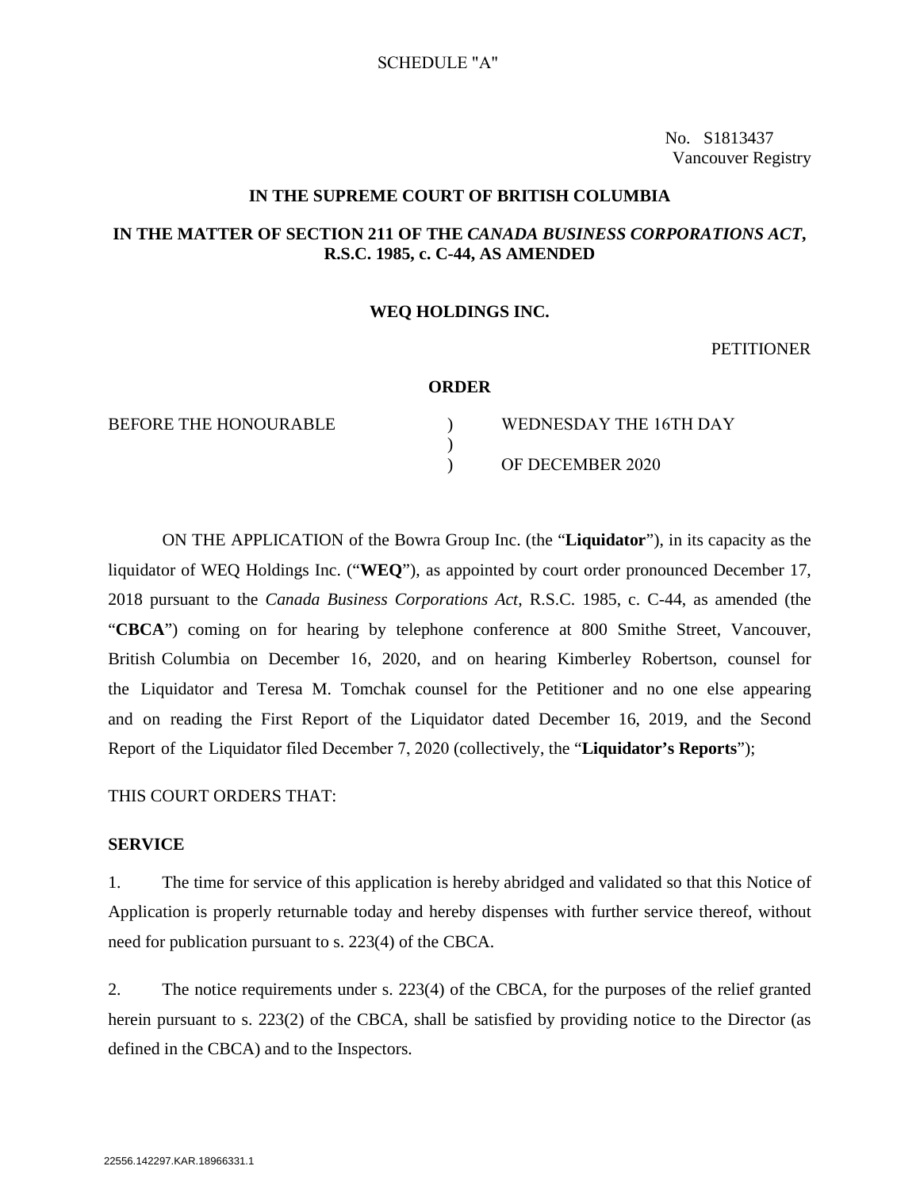SCHEDULE "A"

No. S1813437
Vancouver Registry

**IN THE SUPREME COURT OF BRITISH COLUMBIA**

**IN THE MATTER OF SECTION 211 OF THE *CANADA BUSINESS CORPORATIONS ACT*, R.S.C. 1985, c. C-44, AS AMENDED**

**WEQ HOLDINGS INC.**

PETITIONER

**ORDER**

| | | |
|---|---|---|
| BEFORE THE HONOURABLE | ) | WEDNESDAY THE 16TH DAY |
| | ) | |
| | ) | OF DECEMBER 2020 |

ON THE APPLICATION of the Bowra Group Inc. (the "**Liquidator**"), in its capacity as the liquidator of WEQ Holdings Inc. ("**WEQ**"), as appointed by court order pronounced December 17, 2018 pursuant to the *Canada Business Corporations Act*, R.S.C. 1985, c. C-44, as amended (the "**CBCA**") coming on for hearing by telephone conference at 800 Smithe Street, Vancouver, British Columbia on December 16, 2020, and on hearing Kimberley Robertson, counsel for the Liquidator and Teresa M. Tomchak counsel for the Petitioner and no one else appearing and on reading the First Report of the Liquidator dated December 16, 2019, and the Second Report of the Liquidator filed December 7, 2020 (collectively, the "**Liquidator's Reports**");

THIS COURT ORDERS THAT:

**SERVICE**

1. The time for service of this application is hereby abridged and validated so that this Notice of Application is properly returnable today and hereby dispenses with further service thereof, without need for publication pursuant to s. 223(4) of the CBCA.

2. The notice requirements under s. 223(4) of the CBCA, for the purposes of the relief granted herein pursuant to s. 223(2) of the CBCA, shall be satisfied by providing notice to the Director (as defined in the CBCA) and to the Inspectors.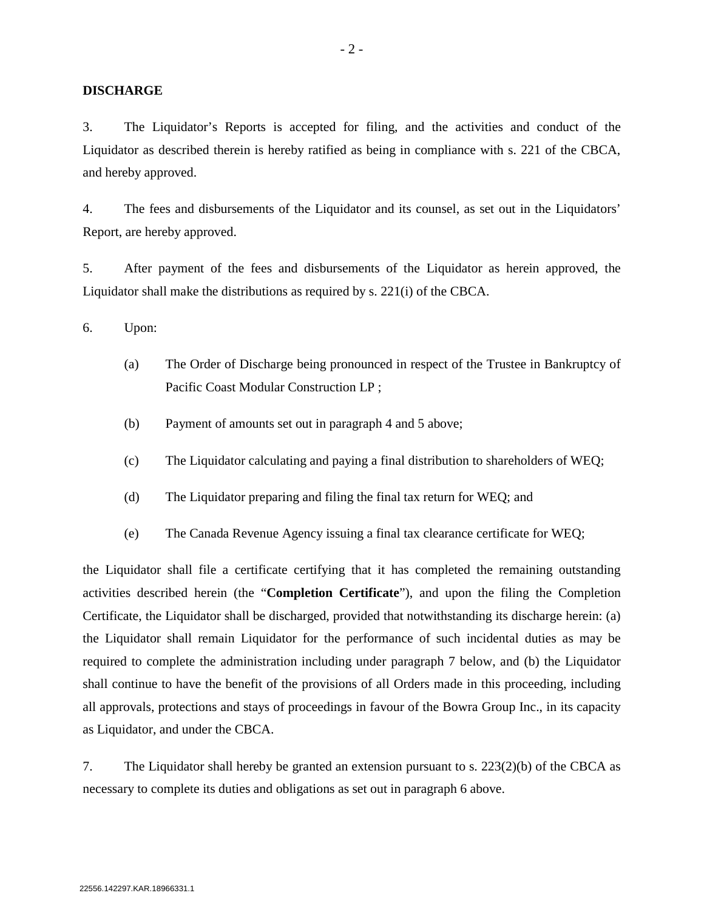**DISCHARGE**

3. The Liquidator's Reports is accepted for filing, and the activities and conduct of the Liquidator as described therein is hereby ratified as being in compliance with s. 221 of the CBCA, and hereby approved.

4. The fees and disbursements of the Liquidator and its counsel, as set out in the Liquidators' Report, are hereby approved.

5. After payment of the fees and disbursements of the Liquidator as herein approved, the Liquidator shall make the distributions as required by s. 221(i) of the CBCA.

6. Upon:

   (a) The Order of Discharge being pronounced in respect of the Trustee in Bankruptcy of Pacific Coast Modular Construction LP ;

   (b) Payment of amounts set out in paragraph 4 and 5 above;

   (c) The Liquidator calculating and paying a final distribution to shareholders of WEQ;

   (d) The Liquidator preparing and filing the final tax return for WEQ; and

   (e) The Canada Revenue Agency issuing a final tax clearance certificate for WEQ;

the Liquidator shall file a certificate certifying that it has completed the remaining outstanding activities described herein (the "**Completion Certificate**"), and upon the filing the Completion Certificate, the Liquidator shall be discharged, provided that notwithstanding its discharge herein: (a) the Liquidator shall remain Liquidator for the performance of such incidental duties as may be required to complete the administration including under paragraph 7 below, and (b) the Liquidator shall continue to have the benefit of the provisions of all Orders made in this proceeding, including all approvals, protections and stays of proceedings in favour of the Bowra Group Inc., in its capacity as Liquidator, and under the CBCA.

7. The Liquidator shall hereby be granted an extension pursuant to s. 223(2)(b) of the CBCA as necessary to complete its duties and obligations as set out in paragraph 6 above.

22556.142297.KAR.18966331.1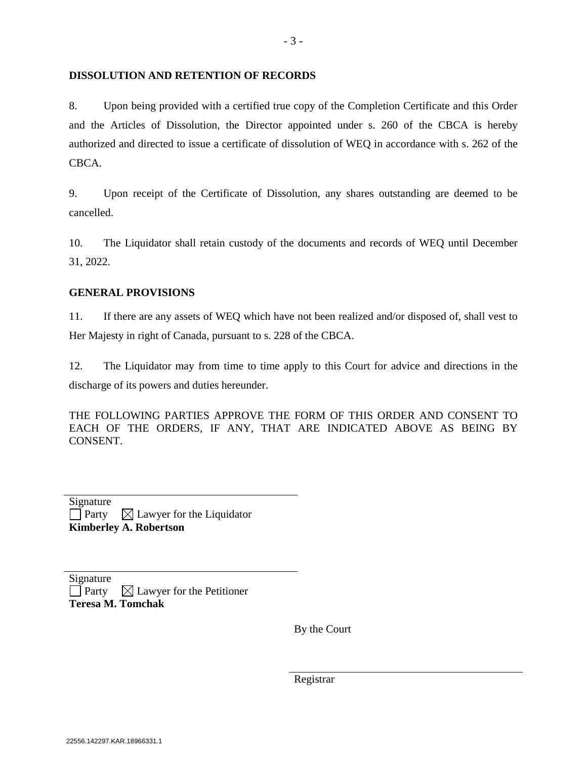**DISSOLUTION AND RETENTION OF RECORDS**

8. Upon being provided with a certified true copy of the Completion Certificate and this Order and the Articles of Dissolution, the Director appointed under s. 260 of the CBCA is hereby authorized and directed to issue a certificate of dissolution of WEQ in accordance with s. 262 of the CBCA.

9. Upon receipt of the Certificate of Dissolution, any shares outstanding are deemed to be cancelled.

10. The Liquidator shall retain custody of the documents and records of WEQ until December 31, 2022.

**GENERAL PROVISIONS**

11. If there are any assets of WEQ which have not been realized and/or disposed of, shall vest to Her Majesty in right of Canada, pursuant to s. 228 of the CBCA.

12. The Liquidator may from time to time apply to this Court for advice and directions in the discharge of its powers and duties hereunder.

THE FOLLOWING PARTIES APPROVE THE FORM OF THIS ORDER AND CONSENT TO EACH OF THE ORDERS, IF ANY, THAT ARE INDICATED ABOVE AS BEING BY CONSENT.

______________________________
Signature
☐ Party ☒ Lawyer for the Liquidator
**Kimberley A. Robertson**

______________________________
Signature
☐ Party ☒ Lawyer for the Petitioner
**Teresa M. Tomchak**

By the Court

______________________________
Registrar

22556.142297.KAR.18966331.1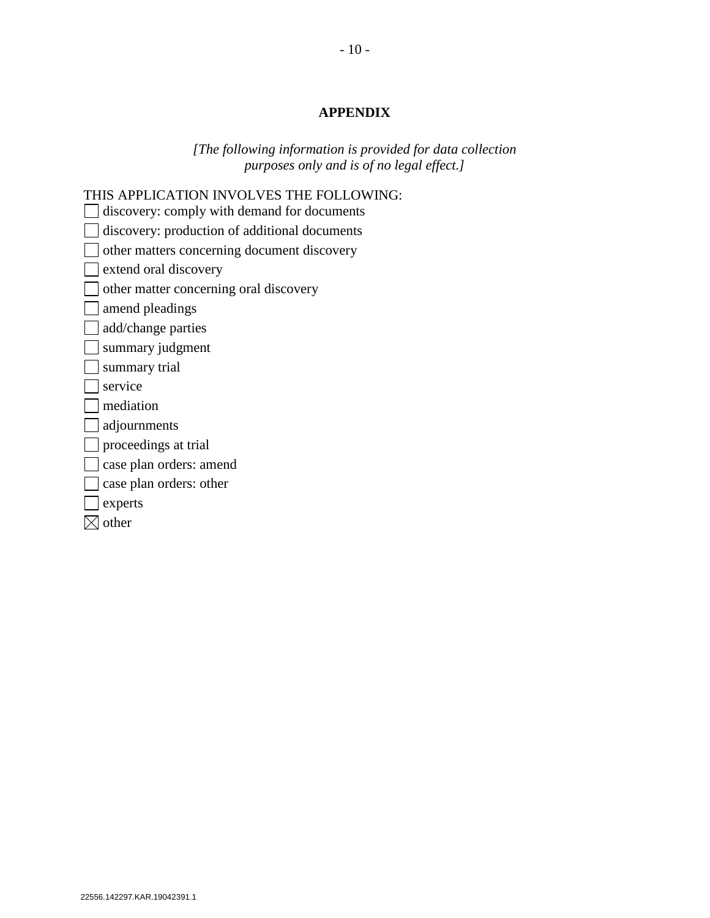## APPENDIX

*[The following information is provided for data collection purposes only and is of no legal effect.]*

THIS APPLICATION INVOLVES THE FOLLOWING:

- ☐ discovery: comply with demand for documents
- ☐ discovery: production of additional documents
- ☐ other matters concerning document discovery
- ☐ extend oral discovery
- ☐ other matter concerning oral discovery
- ☐ amend pleadings
- ☐ add/change parties
- ☐ summary judgment
- ☐ summary trial
- ☐ service
- ☐ mediation
- ☐ adjournments
- ☐ proceedings at trial
- ☐ case plan orders: amend
- ☐ case plan orders: other
- ☐ experts
- ☒ other

22556.142297.KAR.19042391.1